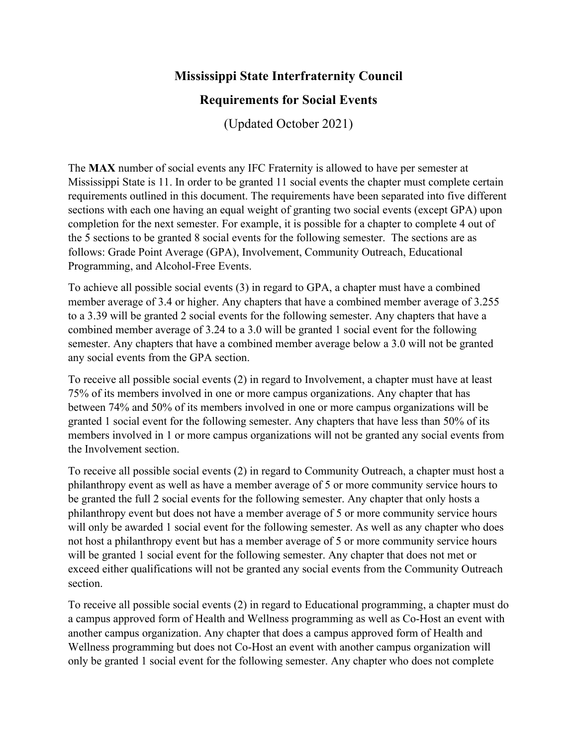# Mississippi State Interfraternity Council

## Requirements for Social Events

(Updated October 2021)

The **MAX** number of social events any IFC Fraternity is allowed to have per semester at Mississippi State is 11. In order to be granted 11 social events the chapter must complete certain requirements outlined in this document. The requirements have been separated into five different sections with each one having an equal weight of granting two social events (except GPA) upon completion for the next semester. For example, it is possible for a chapter to complete 4 out of the 5 sections to be granted 8 social events for the following semester. The sections are as follows: Grade Point Average (GPA), Involvement, Community Outreach, Educational Programming, and Alcohol-Free Events.

To achieve all possible social events (3) in regard to GPA, a chapter must have a combined member average of 3.4 or higher. Any chapters that have a combined member average of 3.255 to a 3.39 will be granted 2 social events for the following semester. Any chapters that have a combined member average of 3.24 to a 3.0 will be granted 1 social event for the following semester. Any chapters that have a combined member average below a 3.0 will not be granted any social events from the GPA section.

To receive all possible social events (2) in regard to Involvement, a chapter must have at least 75% of its members involved in one or more campus organizations. Any chapter that has between 74% and 50% of its members involved in one or more campus organizations will be granted 1 social event for the following semester. Any chapters that have less than 50% of its members involved in 1 or more campus organizations will not be granted any social events from the Involvement section.

To receive all possible social events (2) in regard to Community Outreach, a chapter must host a philanthropy event as well as have a member average of 5 or more community service hours to be granted the full 2 social events for the following semester. Any chapter that only hosts a philanthropy event but does not have a member average of 5 or more community service hours will only be awarded 1 social event for the following semester. As well as any chapter who does not host a philanthropy event but has a member average of 5 or more community service hours will be granted 1 social event for the following semester. Any chapter that does not met or exceed either qualifications will not be granted any social events from the Community Outreach section.

To receive all possible social events (2) in regard to Educational programming, a chapter must do a campus approved form of Health and Wellness programming as well as Co-Host an event with another campus organization. Any chapter that does a campus approved form of Health and Wellness programming but does not Co-Host an event with another campus organization will only be granted 1 social event for the following semester. Any chapter who does not complete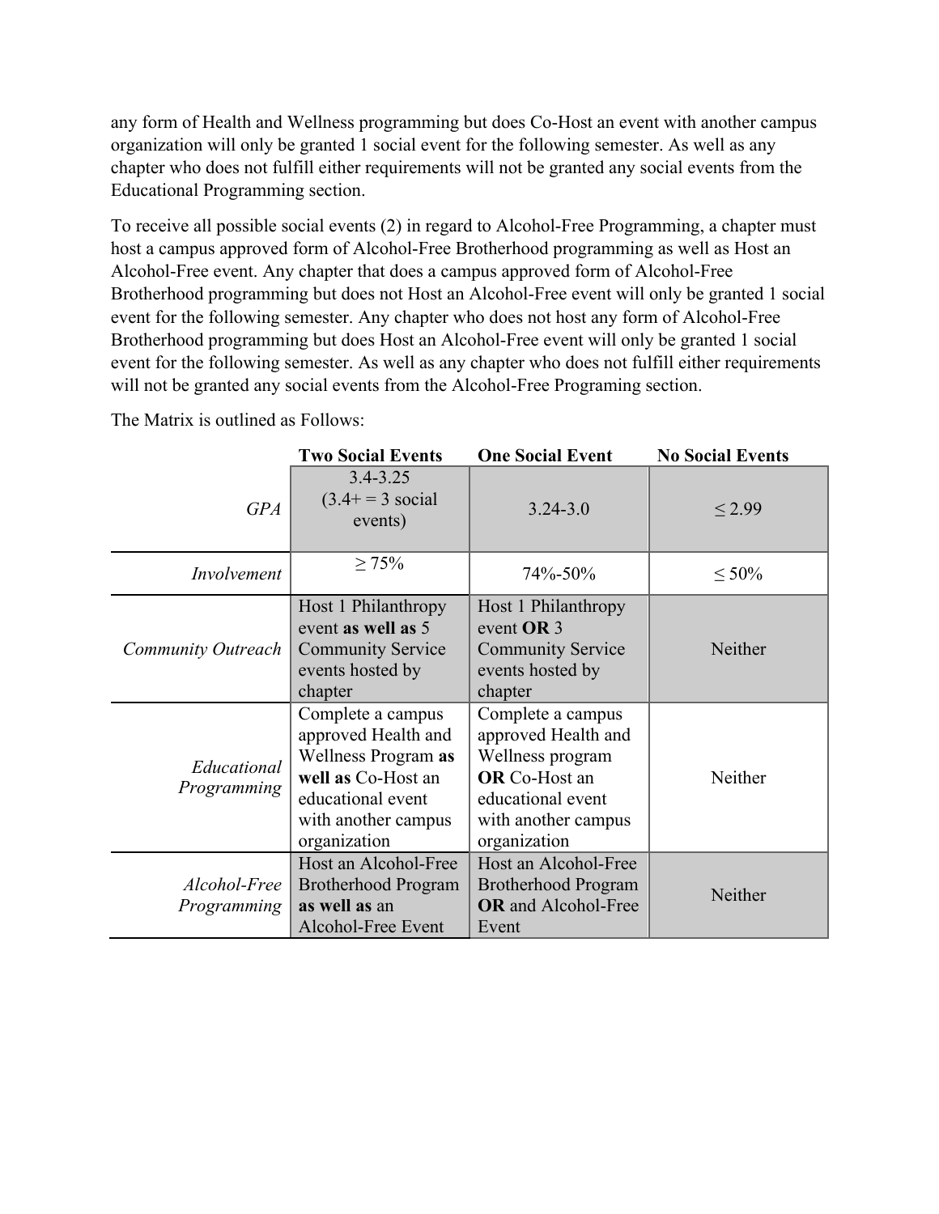any form of Health and Wellness programming but does Co-Host an event with another campus organization will only be granted 1 social event for the following semester. As well as any chapter who does not fulfill either requirements will not be granted any social events from the Educational Programming section.

To receive all possible social events (2) in regard to Alcohol-Free Programming, a chapter must host a campus approved form of Alcohol-Free Brotherhood programming as well as Host an Alcohol-Free event. Any chapter that does a campus approved form of Alcohol-Free Brotherhood programming but does not Host an Alcohol-Free event will only be granted 1 social event for the following semester. Any chapter who does not host any form of Alcohol-Free Brotherhood programming but does Host an Alcohol-Free event will only be granted 1 social event for the following semester. As well as any chapter who does not fulfill either requirements will not be granted any social events from the Alcohol-Free Programing section.

The Matrix is outlined as Follows:

| | **Two Social Events** | **One Social Event** | **No Social Events** |
|---|---|---|---|
| *GPA* | 3.4-3.25 (3.4+ = 3 social events) | 3.24-3.0 | ≤ 2.99 |
| *Involvement* | ≥ 75% | 74%-50% | ≤ 50% |
| *Community Outreach* | Host 1 Philanthropy event **as well as** 5 Community Service events hosted by chapter | Host 1 Philanthropy event **OR** 3 Community Service events hosted by chapter | Neither |
| *Educational Programming* | Complete a campus approved Health and Wellness Program **as well as** Co-Host an educational event with another campus organization | Complete a campus approved Health and Wellness program **OR** Co-Host an educational event with another campus organization | Neither |
| *Alcohol-Free Programming* | Host an Alcohol-Free Brotherhood Program **as well as** an Alcohol-Free Event | Host an Alcohol-Free Brotherhood Program **OR** and Alcohol-Free Event | Neither |